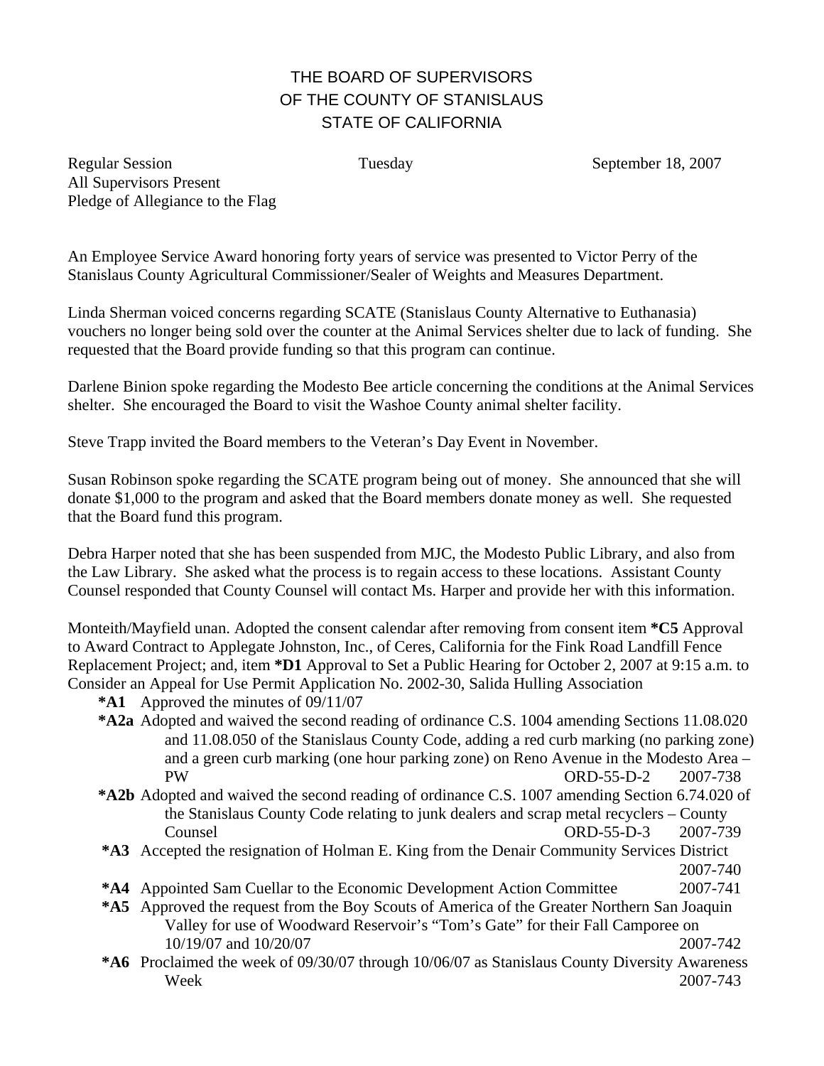# THE BOARD OF SUPERVISORS
# OF THE COUNTY OF STANISLAUS
# STATE OF CALIFORNIA

Regular Session Tuesday September 18, 2007
All Supervisors Present
Pledge of Allegiance to the Flag

An Employee Service Award honoring forty years of service was presented to Victor Perry of the Stanislaus County Agricultural Commissioner/Sealer of Weights and Measures Department.

Linda Sherman voiced concerns regarding SCATE (Stanislaus County Alternative to Euthanasia) vouchers no longer being sold over the counter at the Animal Services shelter due to lack of funding. She requested that the Board provide funding so that this program can continue.

Darlene Binion spoke regarding the Modesto Bee article concerning the conditions at the Animal Services shelter. She encouraged the Board to visit the Washoe County animal shelter facility.

Steve Trapp invited the Board members to the Veteran's Day Event in November.

Susan Robinson spoke regarding the SCATE program being out of money. She announced that she will donate $1,000 to the program and asked that the Board members donate money as well. She requested that the Board fund this program.

Debra Harper noted that she has been suspended from MJC, the Modesto Public Library, and also from the Law Library. She asked what the process is to regain access to these locations. Assistant County Counsel responded that County Counsel will contact Ms. Harper and provide her with this information.

Monteith/Mayfield unan. Adopted the consent calendar after removing from consent item **\*C5** Approval to Award Contract to Applegate Johnston, Inc., of Ceres, California for the Fink Road Landfill Fence Replacement Project; and, item **\*D1** Approval to Set a Public Hearing for October 2, 2007 at 9:15 a.m. to Consider an Appeal for Use Permit Application No. 2002-30, Salida Hulling Association

**\*A1** Approved the minutes of 09/11/07

**\*A2a** Adopted and waived the second reading of ordinance C.S. 1004 amending Sections 11.08.020 and 11.08.050 of the Stanislaus County Code, adding a red curb marking (no parking zone) and a green curb marking (one hour parking zone) on Reno Avenue in the Modesto Area – PW ORD-55-D-2 2007-738

**\*A2b** Adopted and waived the second reading of ordinance C.S. 1007 amending Section 6.74.020 of the Stanislaus County Code relating to junk dealers and scrap metal recyclers – County Counsel ORD-55-D-3 2007-739

**\*A3** Accepted the resignation of Holman E. King from the Denair Community Services District 2007-740

**\*A4** Appointed Sam Cuellar to the Economic Development Action Committee 2007-741

**\*A5** Approved the request from the Boy Scouts of America of the Greater Northern San Joaquin Valley for use of Woodward Reservoir's "Tom's Gate" for their Fall Camporee on 10/19/07 and 10/20/07 2007-742

**\*A6** Proclaimed the week of 09/30/07 through 10/06/07 as Stanislaus County Diversity Awareness Week 2007-743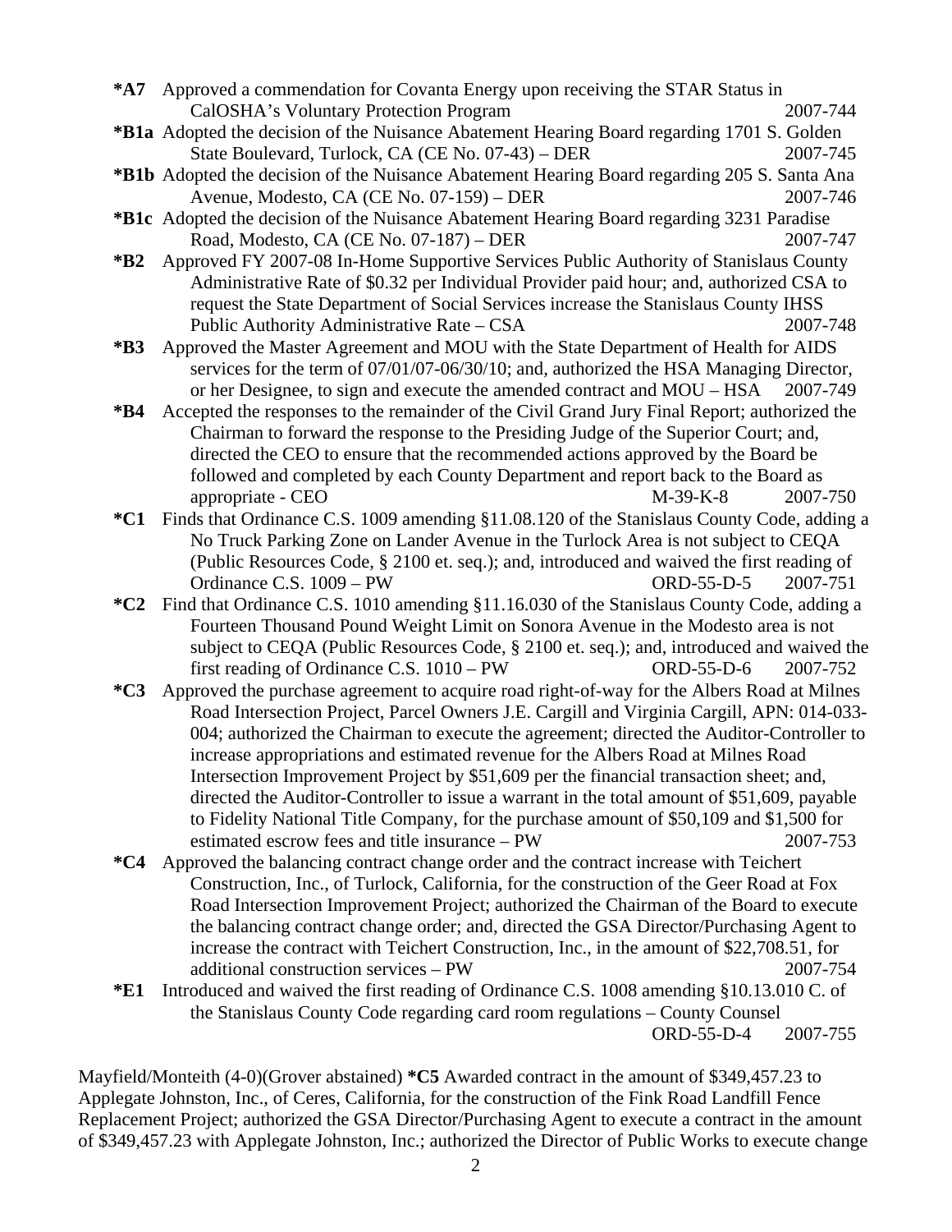**\*A7** Approved a commendation for Covanta Energy upon receiving the STAR Status in CalOSHA's Voluntary Protection Program 2007-744

**\*B1a** Adopted the decision of the Nuisance Abatement Hearing Board regarding 1701 S. Golden State Boulevard, Turlock, CA (CE No. 07-43) – DER 2007-745

**\*B1b** Adopted the decision of the Nuisance Abatement Hearing Board regarding 205 S. Santa Ana Avenue, Modesto, CA (CE No. 07-159) – DER 2007-746

**\*B1c** Adopted the decision of the Nuisance Abatement Hearing Board regarding 3231 Paradise Road, Modesto, CA (CE No. 07-187) – DER 2007-747

**\*B2** Approved FY 2007-08 In-Home Supportive Services Public Authority of Stanislaus County Administrative Rate of $0.32 per Individual Provider paid hour; and, authorized CSA to request the State Department of Social Services increase the Stanislaus County IHSS Public Authority Administrative Rate – CSA 2007-748

**\*B3** Approved the Master Agreement and MOU with the State Department of Health for AIDS services for the term of 07/01/07-06/30/10; and, authorized the HSA Managing Director, or her Designee, to sign and execute the amended contract and MOU – HSA 2007-749

**\*B4** Accepted the responses to the remainder of the Civil Grand Jury Final Report; authorized the Chairman to forward the response to the Presiding Judge of the Superior Court; and, directed the CEO to ensure that the recommended actions approved by the Board be followed and completed by each County Department and report back to the Board as appropriate - CEO M-39-K-8 2007-750

**\*C1** Finds that Ordinance C.S. 1009 amending §11.08.120 of the Stanislaus County Code, adding a No Truck Parking Zone on Lander Avenue in the Turlock Area is not subject to CEQA (Public Resources Code, § 2100 et. seq.); and, introduced and waived the first reading of Ordinance C.S. 1009 – PW ORD-55-D-5 2007-751

**\*C2** Find that Ordinance C.S. 1010 amending §11.16.030 of the Stanislaus County Code, adding a Fourteen Thousand Pound Weight Limit on Sonora Avenue in the Modesto area is not subject to CEQA (Public Resources Code, § 2100 et. seq.); and, introduced and waived the first reading of Ordinance C.S. 1010 – PW ORD-55-D-6 2007-752

**\*C3** Approved the purchase agreement to acquire road right-of-way for the Albers Road at Milnes Road Intersection Project, Parcel Owners J.E. Cargill and Virginia Cargill, APN: 014-033-004; authorized the Chairman to execute the agreement; directed the Auditor-Controller to increase appropriations and estimated revenue for the Albers Road at Milnes Road Intersection Improvement Project by $51,609 per the financial transaction sheet; and, directed the Auditor-Controller to issue a warrant in the total amount of $51,609, payable to Fidelity National Title Company, for the purchase amount of $50,109 and $1,500 for estimated escrow fees and title insurance – PW 2007-753

**\*C4** Approved the balancing contract change order and the contract increase with Teichert Construction, Inc., of Turlock, California, for the construction of the Geer Road at Fox Road Intersection Improvement Project; authorized the Chairman of the Board to execute the balancing contract change order; and, directed the GSA Director/Purchasing Agent to increase the contract with Teichert Construction, Inc., in the amount of $22,708.51, for additional construction services – PW 2007-754

**\*E1** Introduced and waived the first reading of Ordinance C.S. 1008 amending §10.13.010 C. of the Stanislaus County Code regarding card room regulations – County Counsel ORD-55-D-4 2007-755

Mayfield/Monteith (4-0)(Grover abstained) **\*C5** Awarded contract in the amount of $349,457.23 to Applegate Johnston, Inc., of Ceres, California, for the construction of the Fink Road Landfill Fence Replacement Project; authorized the GSA Director/Purchasing Agent to execute a contract in the amount of $349,457.23 with Applegate Johnston, Inc.; authorized the Director of Public Works to execute change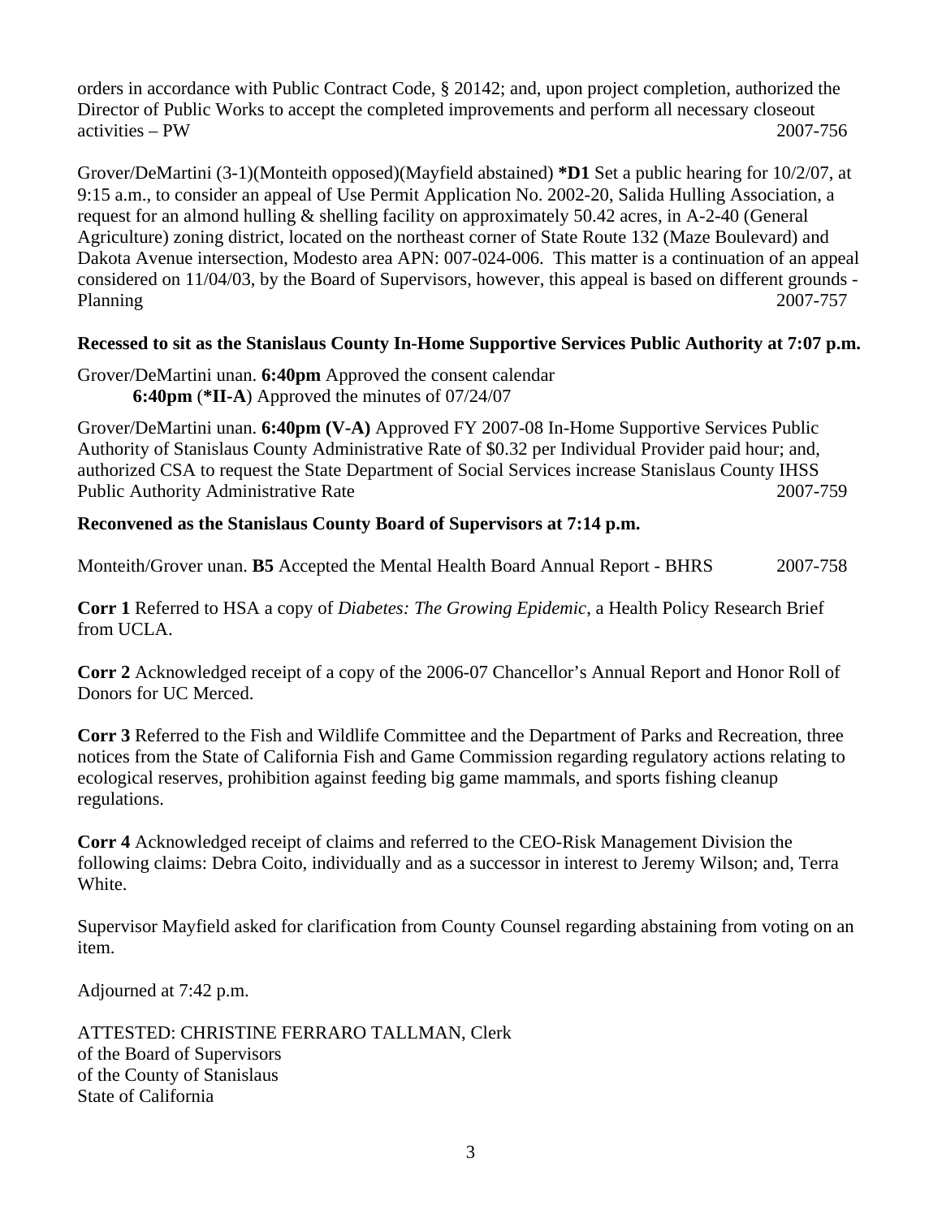orders in accordance with Public Contract Code, § 20142; and, upon project completion, authorized the Director of Public Works to accept the completed improvements and perform all necessary closeout activities – PW 2007-756

Grover/DeMartini (3-1)(Monteith opposed)(Mayfield abstained) ***D1** Set a public hearing for 10/2/07, at 9:15 a.m., to consider an appeal of Use Permit Application No. 2002-20, Salida Hulling Association, a request for an almond hulling & shelling facility on approximately 50.42 acres, in A-2-40 (General Agriculture) zoning district, located on the northeast corner of State Route 132 (Maze Boulevard) and Dakota Avenue intersection, Modesto area APN: 007-024-006. This matter is a continuation of an appeal considered on 11/04/03, by the Board of Supervisors, however, this appeal is based on different grounds - Planning 2007-757

**Recessed to sit as the Stanislaus County In-Home Supportive Services Public Authority at 7:07 p.m.**

Grover/DeMartini unan. **6:40pm** Approved the consent calendar
**6:40pm** (***II-A**) Approved the minutes of 07/24/07

Grover/DeMartini unan. **6:40pm (V-A)** Approved FY 2007-08 In-Home Supportive Services Public Authority of Stanislaus County Administrative Rate of $0.32 per Individual Provider paid hour; and, authorized CSA to request the State Department of Social Services increase Stanislaus County IHSS Public Authority Administrative Rate 2007-759

**Reconvened as the Stanislaus County Board of Supervisors at 7:14 p.m.**

Monteith/Grover unan. **B5** Accepted the Mental Health Board Annual Report - BHRS 2007-758

**Corr 1** Referred to HSA a copy of *Diabetes: The Growing Epidemic*, a Health Policy Research Brief from UCLA.

**Corr 2** Acknowledged receipt of a copy of the 2006-07 Chancellor's Annual Report and Honor Roll of Donors for UC Merced.

**Corr 3** Referred to the Fish and Wildlife Committee and the Department of Parks and Recreation, three notices from the State of California Fish and Game Commission regarding regulatory actions relating to ecological reserves, prohibition against feeding big game mammals, and sports fishing cleanup regulations.

**Corr 4** Acknowledged receipt of claims and referred to the CEO-Risk Management Division the following claims: Debra Coito, individually and as a successor in interest to Jeremy Wilson; and, Terra White.

Supervisor Mayfield asked for clarification from County Counsel regarding abstaining from voting on an item.

Adjourned at 7:42 p.m.

ATTESTED: CHRISTINE FERRARO TALLMAN, Clerk
of the Board of Supervisors
of the County of Stanislaus
State of California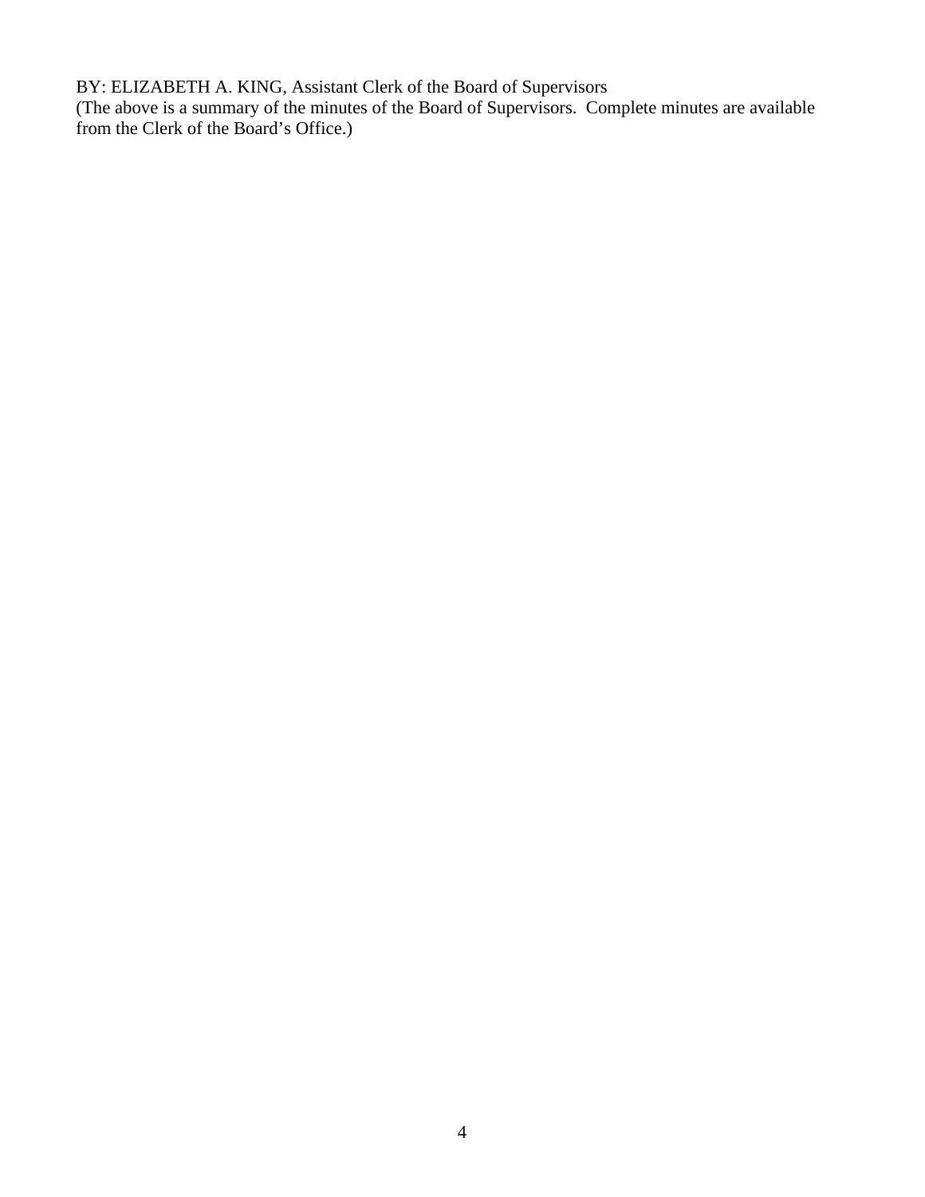BY: ELIZABETH A. KING, Assistant Clerk of the Board of Supervisors
(The above is a summary of the minutes of the Board of Supervisors. Complete minutes are available from the Clerk of the Board's Office.)